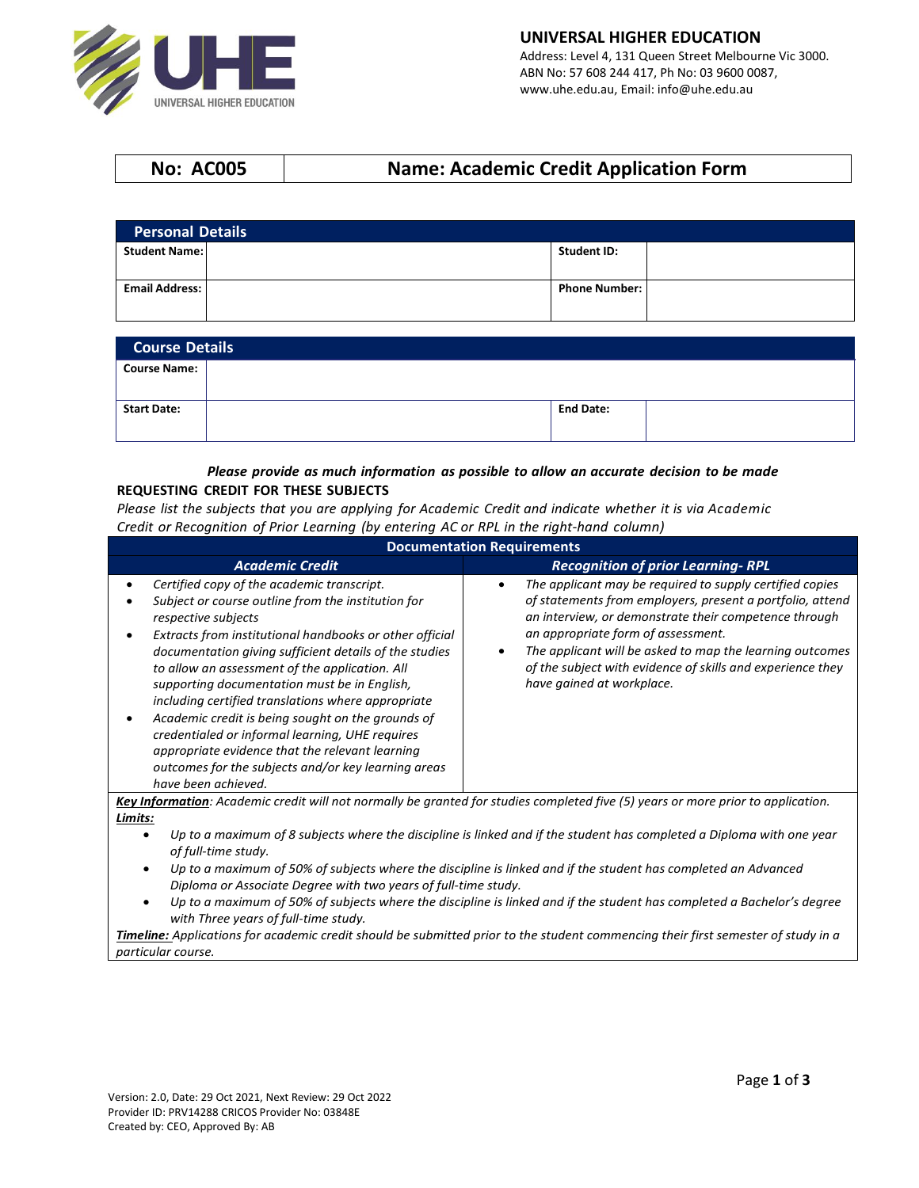**UNIVERSAL HIGHER EDUCATION**
Address: Level 4, 131 Queen Street Melbourne Vic 3000.
ABN No: 57 608 244 417, Ph No: 03 9600 0087,
www.uhe.edu.au, Email: info@uhe.edu.au

| No: AC005 | Name: Academic Credit Application Form |
|---|---|

## Personal Details

| Student Name: | | Student ID: | |
|---|---|---|---|
| Email Address: | | Phone Number: | |

## Course Details

| Course Name: | | | |
|---|---|---|---|
| Start Date: | | End Date: | |

***Please provide as much information as possible to allow an accurate decision to be made***

**REQUESTING CREDIT FOR THESE SUBJECTS**

*Please list the subjects that you are applying for Academic Credit and indicate whether it is via Academic Credit or Recognition of Prior Learning (by entering AC or RPL in the right-hand column)*

### Documentation Requirements

| *Academic Credit* | *Recognition of prior Learning- RPL* |
|---|---|
| • *Certified copy of the academic transcript.*<br>• *Subject or course outline from the institution for respective subjects*<br>• *Extracts from institutional handbooks or other official documentation giving sufficient details of the studies to allow an assessment of the application. All supporting documentation must be in English, including certified translations where appropriate*<br>• *Academic credit is being sought on the grounds of credentialed or informal learning, UHE requires appropriate evidence that the relevant learning outcomes for the subjects and/or key learning areas have been achieved.* | • *The applicant may be required to supply certified copies of statements from employers, present a portfolio, attend an interview, or demonstrate their competence through an appropriate form of assessment.*<br>• *The applicant will be asked to map the learning outcomes of the subject with evidence of skills and experience they have gained at workplace.* |

***Key Information****: Academic credit will not normally be granted for studies completed five (5) years or more prior to application.*

***Limits:***

- *Up to a maximum of 8 subjects where the discipline is linked and if the student has completed a Diploma with one year of full-time study.*
- *Up to a maximum of 50% of subjects where the discipline is linked and if the student has completed an Advanced Diploma or Associate Degree with two years of full-time study.*
- *Up to a maximum of 50% of subjects where the discipline is linked and if the student has completed a Bachelor's degree with Three years of full-time study.*

***Timeline:*** *Applications for academic credit should be submitted prior to the student commencing their first semester of study in a particular course.*

Version: 2.0, Date: 29 Oct 2021, Next Review: 29 Oct 2022
Provider ID: PRV14288 CRICOS Provider No: 03848E
Created by: CEO, Approved By: AB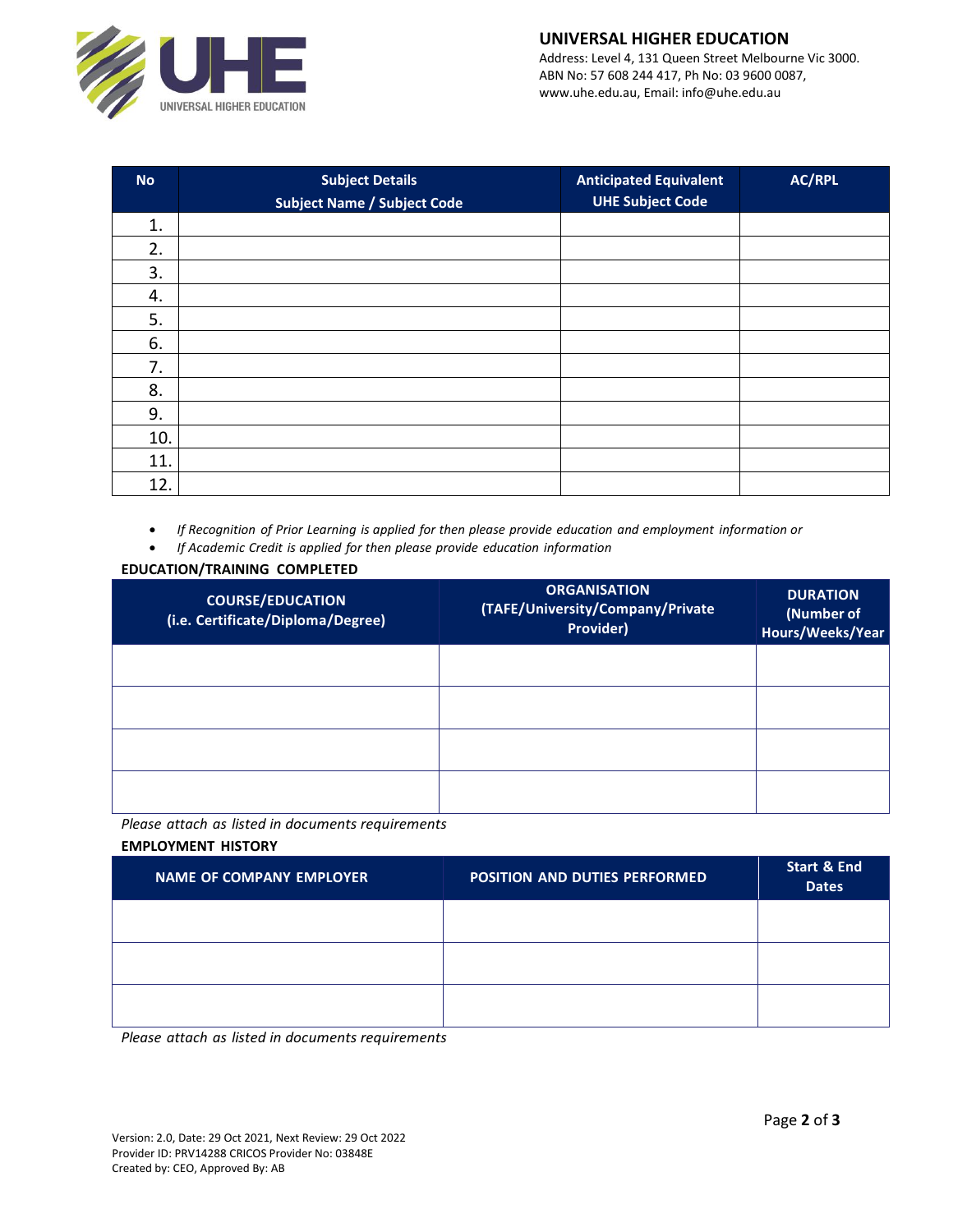| No | Subject Details<br>Subject Name / Subject Code | Anticipated Equivalent<br>UHE Subject Code | AC/RPL |
|---|---|---|---|
| 1. | | | |
| 2. | | | |
| 3. | | | |
| 4. | | | |
| 5. | | | |
| 6. | | | |
| 7. | | | |
| 8. | | | |
| 9. | | | |
| 10. | | | |
| 11. | | | |
| 12. | | | |

- *If Recognition of Prior Learning is applied for then please provide education and employment information or*
- *If Academic Credit is applied for then please provide education information*

**EDUCATION/TRAINING COMPLETED**

| COURSE/EDUCATION<br>(i.e. Certificate/Diploma/Degree) | ORGANISATION<br>(TAFE/University/Company/Private Provider) | DURATION<br>(Number of Hours/Weeks/Year |
|---|---|---|
| | | |
| | | |
| | | |
| | | |

*Please attach as listed in documents requirements*

**EMPLOYMENT HISTORY**

| NAME OF COMPANY EMPLOYER | POSITION AND DUTIES PERFORMED | Start & End Dates |
|---|---|---|
| | | |
| | | |
| | | |

*Please attach as listed in documents requirements*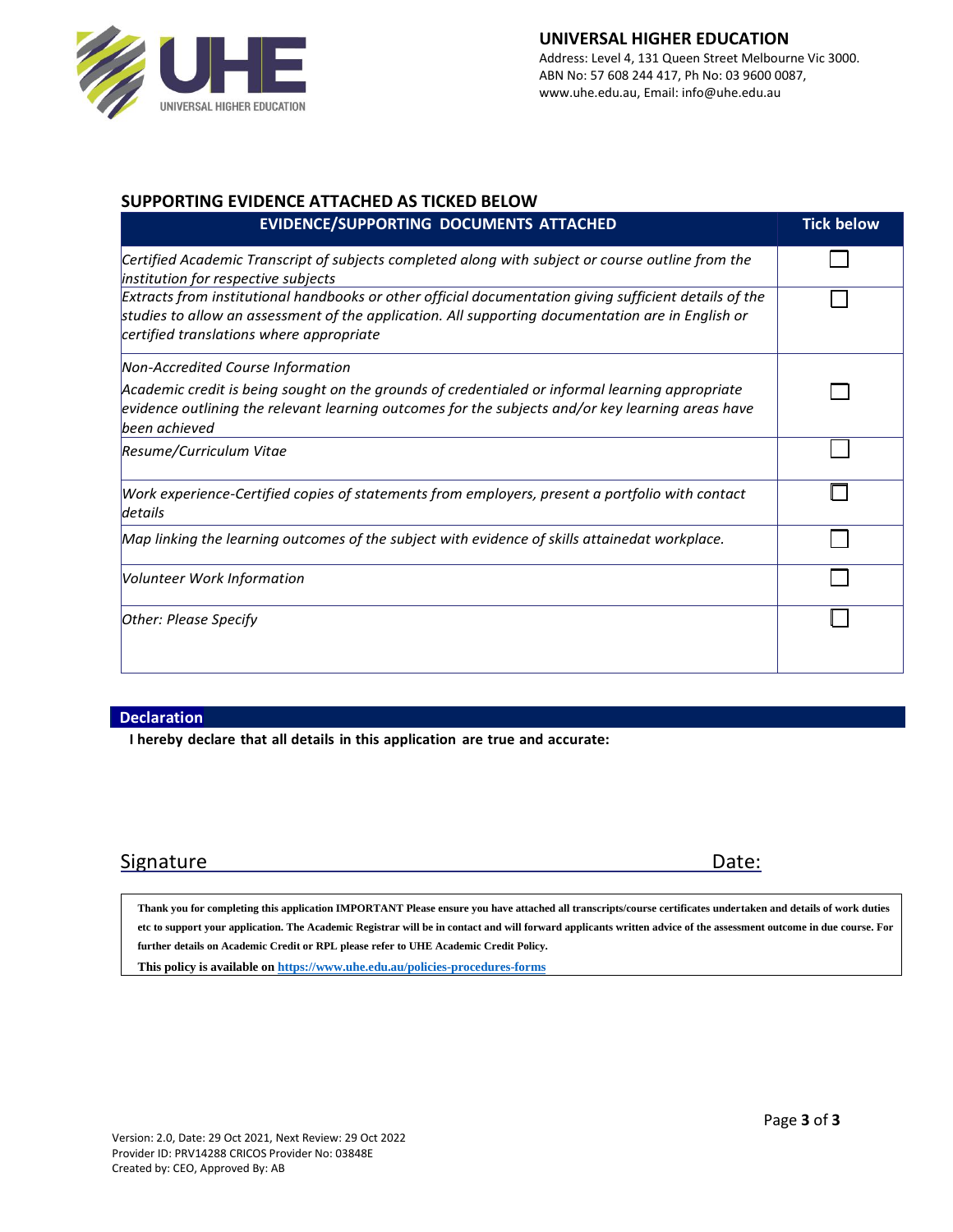## SUPPORTING EVIDENCE ATTACHED AS TICKED BELOW

| EVIDENCE/SUPPORTING DOCUMENTS ATTACHED | Tick below |
|---|---|
| *Certified Academic Transcript of subjects completed along with subject or course outline from the institution for respective subjects* | ☐ |
| *Extracts from institutional handbooks or other official documentation giving sufficient details of the studies to allow an assessment of the application. All supporting documentation are in English or certified translations where appropriate* | ☐ |
| *Non-Accredited Course Information*<br>*Academic credit is being sought on the grounds of credentialed or informal learning appropriate evidence outlining the relevant learning outcomes for the subjects and/or key learning areas have been achieved* | ☐ |
| *Resume/Curriculum Vitae* | ☐ |
| *Work experience-Certified copies of statements from employers, present a portfolio with contact details* | ☐ |
| *Map linking the learning outcomes of the subject with evidence of skills attainedat workplace.* | ☐ |
| *Volunteer Work Information* | ☐ |
| *Other: Please Specify* | ☐ |

## Declaration

**I hereby declare that all details in this application are true and accurate:**

Signature ______________________________ Date:

**Thank you for completing this application IMPORTANT Please ensure you have attached all transcripts/course certificates undertaken and details of work duties etc to support your application. The Academic Registrar will be in contact and will forward applicants written advice of the assessment outcome in due course. For further details on Academic Credit or RPL please refer to UHE Academic Credit Policy.**

**This policy is available on [https://www.uhe.edu.au/policies-procedures-forms](https://www.uhe.edu.au/policies-procedures-forms)**

Version: 2.0, Date: 29 Oct 2021, Next Review: 29 Oct 2022
Provider ID: PRV14288 CRICOS Provider No: 03848E
Created by: CEO, Approved By: AB